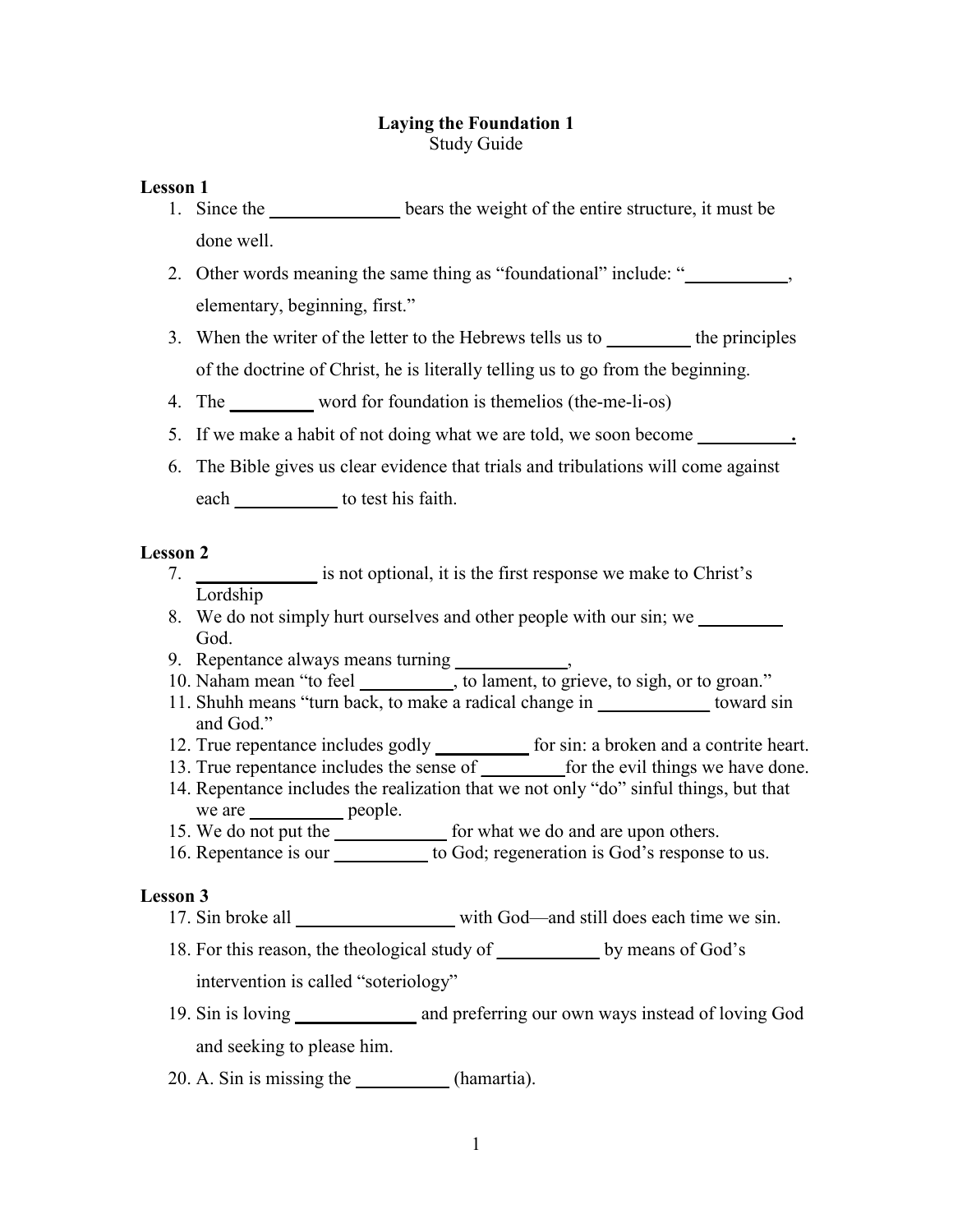# Laying the Foundation 1

Study Guide

## Lesson 1

1. Since the ______________ bears the weight of the entire structure, it must be done well.
2. Other words meaning the same thing as "foundational" include: "__________, elementary, beginning, first."
3. When the writer of the letter to the Hebrews tells us to _________ the principles of the doctrine of Christ, he is literally telling us to go from the beginning.
4. The _________ word for foundation is themelios (the-me-li-os)
5. If we make a habit of not doing what we are told, we soon become __________.
6. The Bible gives us clear evidence that trials and tribulations will come against each ___________ to test his faith.

## Lesson 2

7. ____________ is not optional, it is the first response we make to Christ's Lordship
8. We do not simply hurt ourselves and other people with our sin; we _________ God.
9. Repentance always means turning ____________,
10. Naham mean "to feel __________, to lament, to grieve, to sigh, or to groan."
11. Shuhh means "turn back, to make a radical change in ____________ toward sin and God."
12. True repentance includes godly __________ for sin: a broken and a contrite heart.
13. True repentance includes the sense of _________for the evil things we have done.
14. Repentance includes the realization that we not only "do" sinful things, but that we are __________ people.
15. We do not put the ____________ for what we do and are upon others.
16. Repentance is our __________ to God; regeneration is God's response to us.

## Lesson 3

17. Sin broke all ________________ with God—and still does each time we sin.
18. For this reason, the theological study of ___________ by means of God's intervention is called "soteriology"
19. Sin is loving _____________ and preferring our own ways instead of loving God and seeking to please him.
20. A. Sin is missing the __________ (hamartia).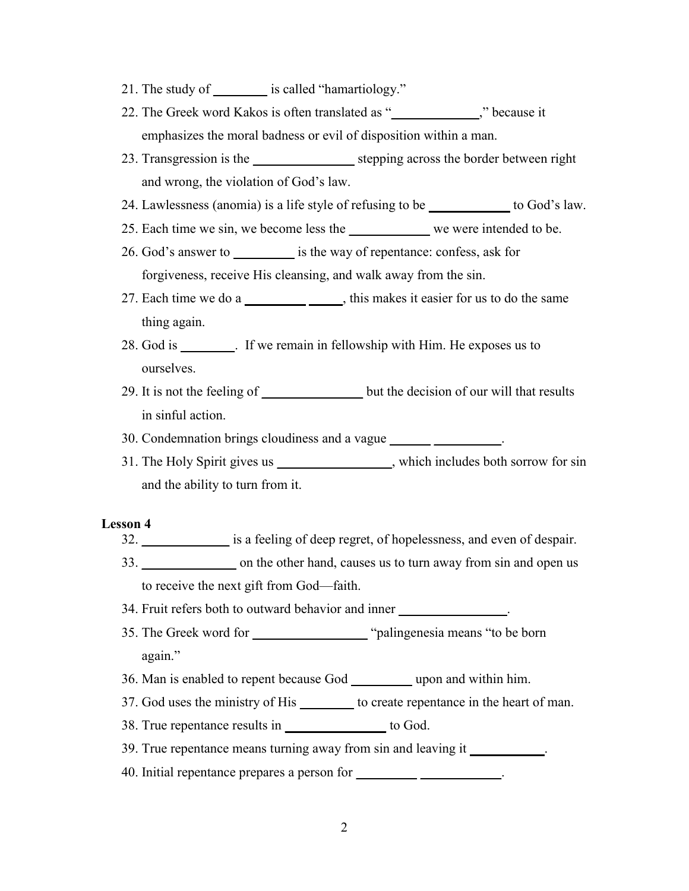21. The study of ________ is called "hamartiology."
22. The Greek word Kakos is often translated as "____________," because it emphasizes the moral badness or evil of disposition within a man.
23. Transgression is the ______________ stepping across the border between right and wrong, the violation of God's law.
24. Lawlessness (anomia) is a life style of refusing to be ___________ to God's law.
25. Each time we sin, we become less the ___________ we were intended to be.
26. God's answer to _________ is the way of repentance: confess, ask for forgiveness, receive His cleansing, and walk away from the sin.
27. Each time we do a _________ _____, this makes it easier for us to do the same thing again.
28. God is ________. If we remain in fellowship with Him. He exposes us to ourselves.
29. It is not the feeling of ______________ but the decision of our will that results in sinful action.
30. Condemnation brings cloudiness and a vague ______ __________.
31. The Holy Spirit gives us ________________, which includes both sorrow for sin and the ability to turn from it.

**Lesson 4**

32. _____________ is a feeling of deep regret, of hopelessness, and even of despair.
33. ______________ on the other hand, causes us to turn away from sin and open us to receive the next gift from God—faith.
34. Fruit refers both to outward behavior and inner ________________.
35. The Greek word for _________________ "palingenesia means "to be born again."
36. Man is enabled to repent because God _________ upon and within him.
37. God uses the ministry of His ________ to create repentance in the heart of man.
38. True repentance results in _______________ to God.
39. True repentance means turning away from sin and leaving it ___________.
40. Initial repentance prepares a person for _________ ____________.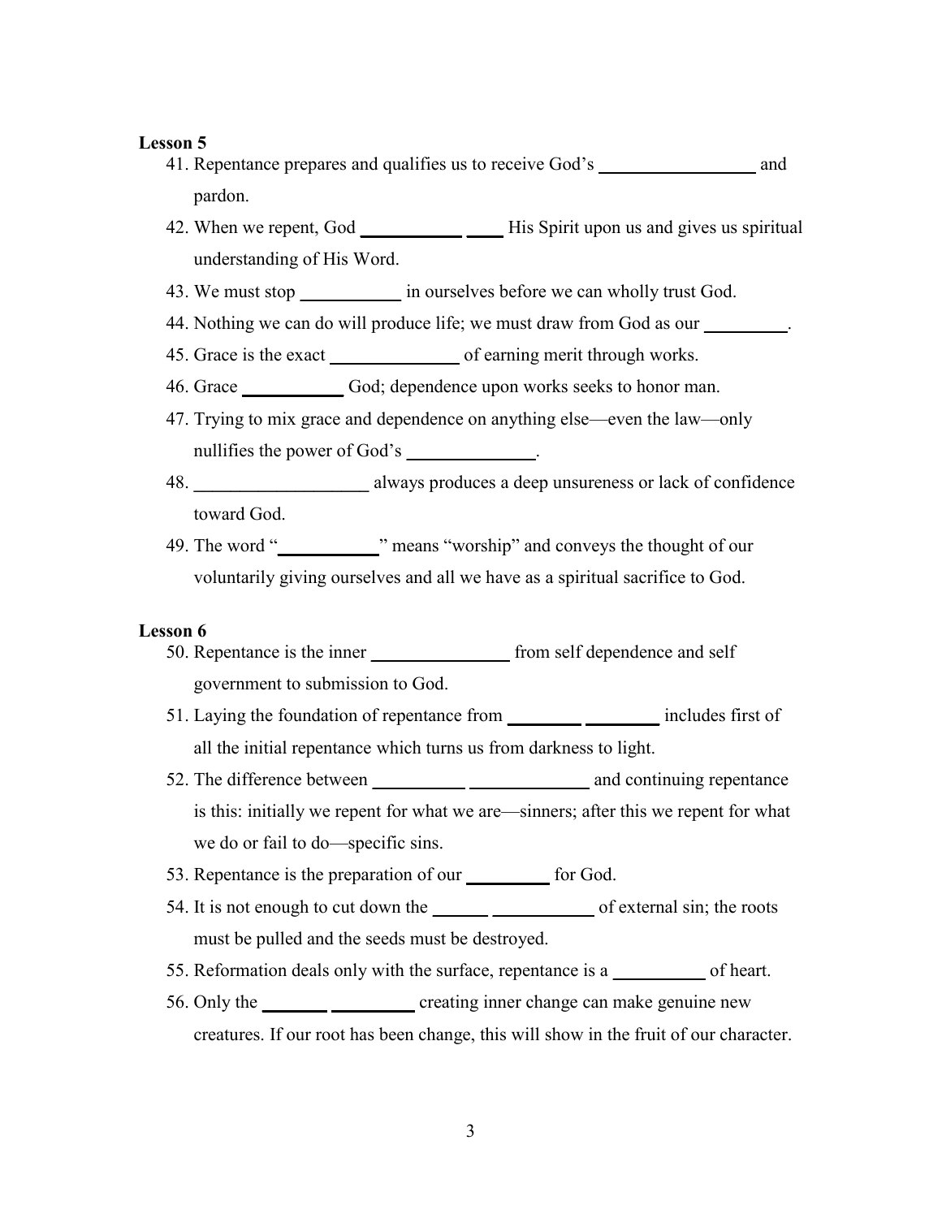**Lesson 5**

41. Repentance prepares and qualifies us to receive God's _________________ and pardon.
42. When we repent, God ___________ ____ His Spirit upon us and gives us spiritual understanding of His Word.
43. We must stop ___________ in ourselves before we can wholly trust God.
44. Nothing we can do will produce life; we must draw from God as our _________.
45. Grace is the exact ______________ of earning merit through works.
46. Grace ___________ God; dependence upon works seeks to honor man.
47. Trying to mix grace and dependence on anything else—even the law—only nullifies the power of God's ______________.
48. ___________________ always produces a deep unsureness or lack of confidence toward God.
49. The word "___________" means "worship" and conveys the thought of our voluntarily giving ourselves and all we have as a spiritual sacrifice to God.

**Lesson 6**

50. Repentance is the inner _______________ from self dependence and self government to submission to God.
51. Laying the foundation of repentance from ________ ________ includes first of all the initial repentance which turns us from darkness to light.
52. The difference between __________ _____________ and continuing repentance is this: initially we repent for what we are—sinners; after this we repent for what we do or fail to do—specific sins.
53. Repentance is the preparation of our _________ for God.
54. It is not enough to cut down the ______ ___________ of external sin; the roots must be pulled and the seeds must be destroyed.
55. Reformation deals only with the surface, repentance is a __________ of heart.
56. Only the _______ _________ creating inner change can make genuine new creatures. If our root has been change, this will show in the fruit of our character.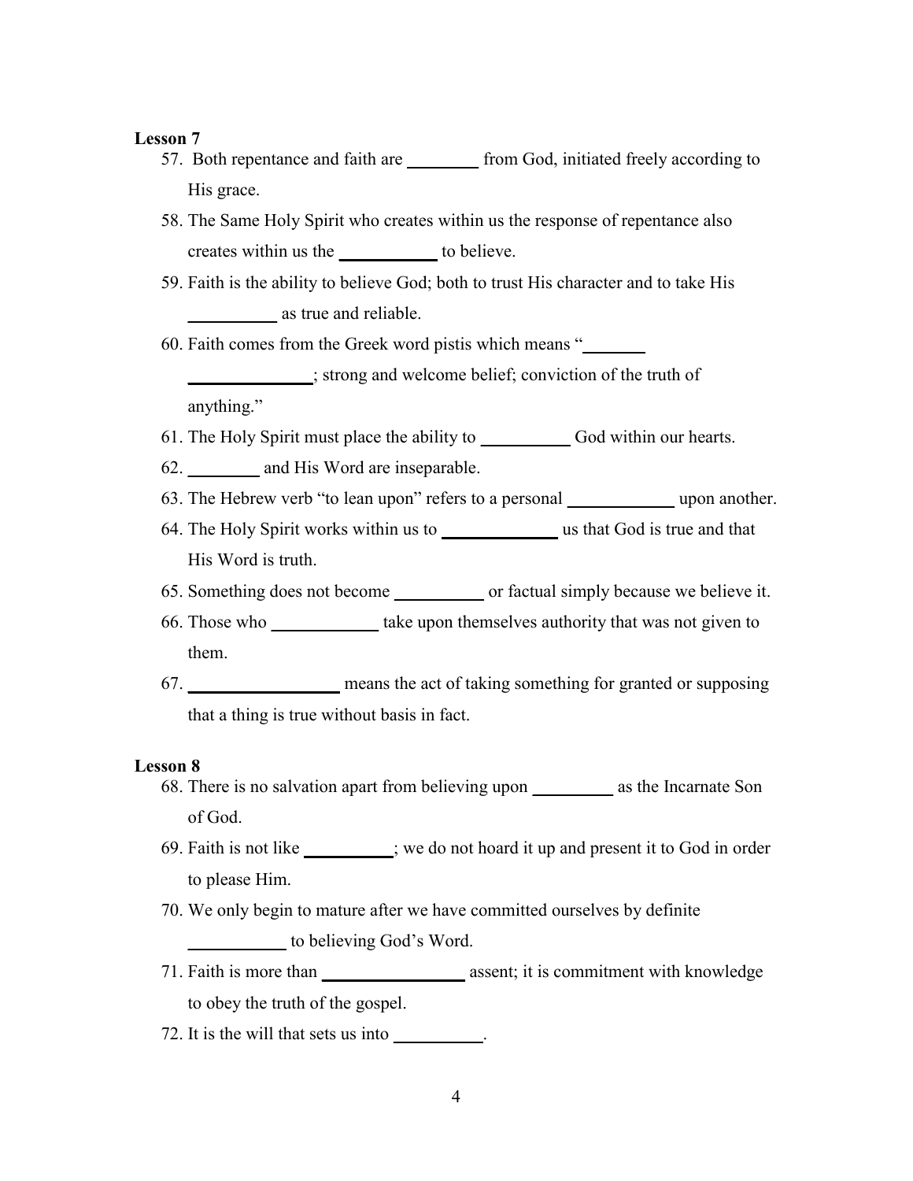**Lesson 7**

57. Both repentance and faith are ________ from God, initiated freely according to His grace.
58. The Same Holy Spirit who creates within us the response of repentance also creates within us the __________ to believe.
59. Faith is the ability to believe God; both to trust His character and to take His _________ as true and reliable.
60. Faith comes from the Greek word pistis which means "_______ _____________; strong and welcome belief; conviction of the truth of anything."
61. The Holy Spirit must place the ability to _________ God within our hearts.
62. ________ and His Word are inseparable.
63. The Hebrew verb "to lean upon" refers to a personal ___________ upon another.
64. The Holy Spirit works within us to ____________ us that God is true and that His Word is truth.
65. Something does not become _________ or factual simply because we believe it.
66. Those who ___________ take upon themselves authority that was not given to them.
67. ________________ means the act of taking something for granted or supposing that a thing is true without basis in fact.

**Lesson 8**

68. There is no salvation apart from believing upon _________ as the Incarnate Son of God.
69. Faith is not like _________; we do not hoard it up and present it to God in order to please Him.
70. We only begin to mature after we have committed ourselves by definite __________ to believing God's Word.
71. Faith is more than _______________ assent; it is commitment with knowledge to obey the truth of the gospel.
72. It is the will that sets us into _________.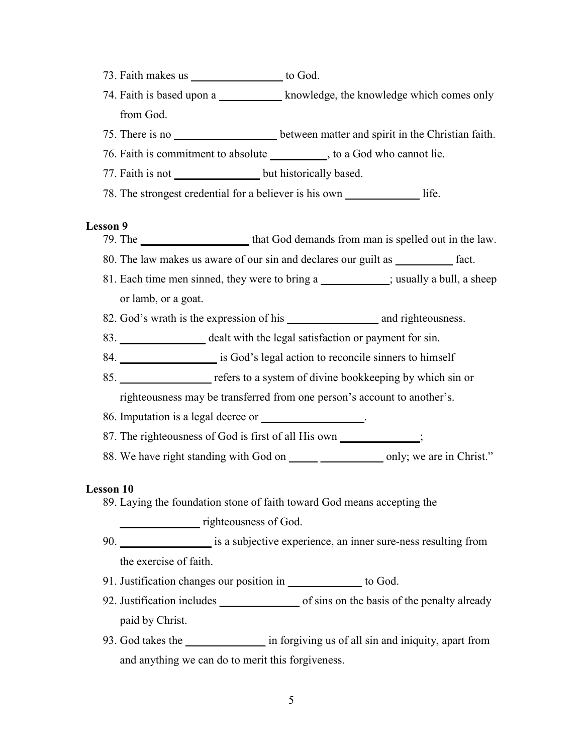73. Faith makes us ________________ to God.
74. Faith is based upon a ___________ knowledge, the knowledge which comes only from God.
75. There is no __________________ between matter and spirit in the Christian faith.
76. Faith is commitment to absolute __________, to a God who cannot lie.
77. Faith is not _______________ but historically based.
78. The strongest credential for a believer is his own _____________ life.

**Lesson 9**

79. The ___________________ that God demands from man is spelled out in the law.
80. The law makes us aware of our sin and declares our guilt as __________ fact.
81. Each time men sinned, they were to bring a ____________; usually a bull, a sheep or lamb, or a goat.
82. God's wrath is the expression of his ________________ and righteousness.
83. _______________ dealt with the legal satisfaction or payment for sin.
84. _________________ is God's legal action to reconcile sinners to himself
85. ________________ refers to a system of divine bookkeeping by which sin or righteousness may be transferred from one person's account to another's.
86. Imputation is a legal decree or __________________.
87. The righteousness of God is first of all His own ______________;
88. We have right standing with God on _____ ___________ only; we are in Christ."

**Lesson 10**

89. Laying the foundation stone of faith toward God means accepting the ______________ righteousness of God.
90. ________________ is a subjective experience, an inner sure-ness resulting from the exercise of faith.
91. Justification changes our position in _____________ to God.
92. Justification includes ______________ of sins on the basis of the penalty already paid by Christ.
93. God takes the ______________ in forgiving us of all sin and iniquity, apart from and anything we can do to merit this forgiveness.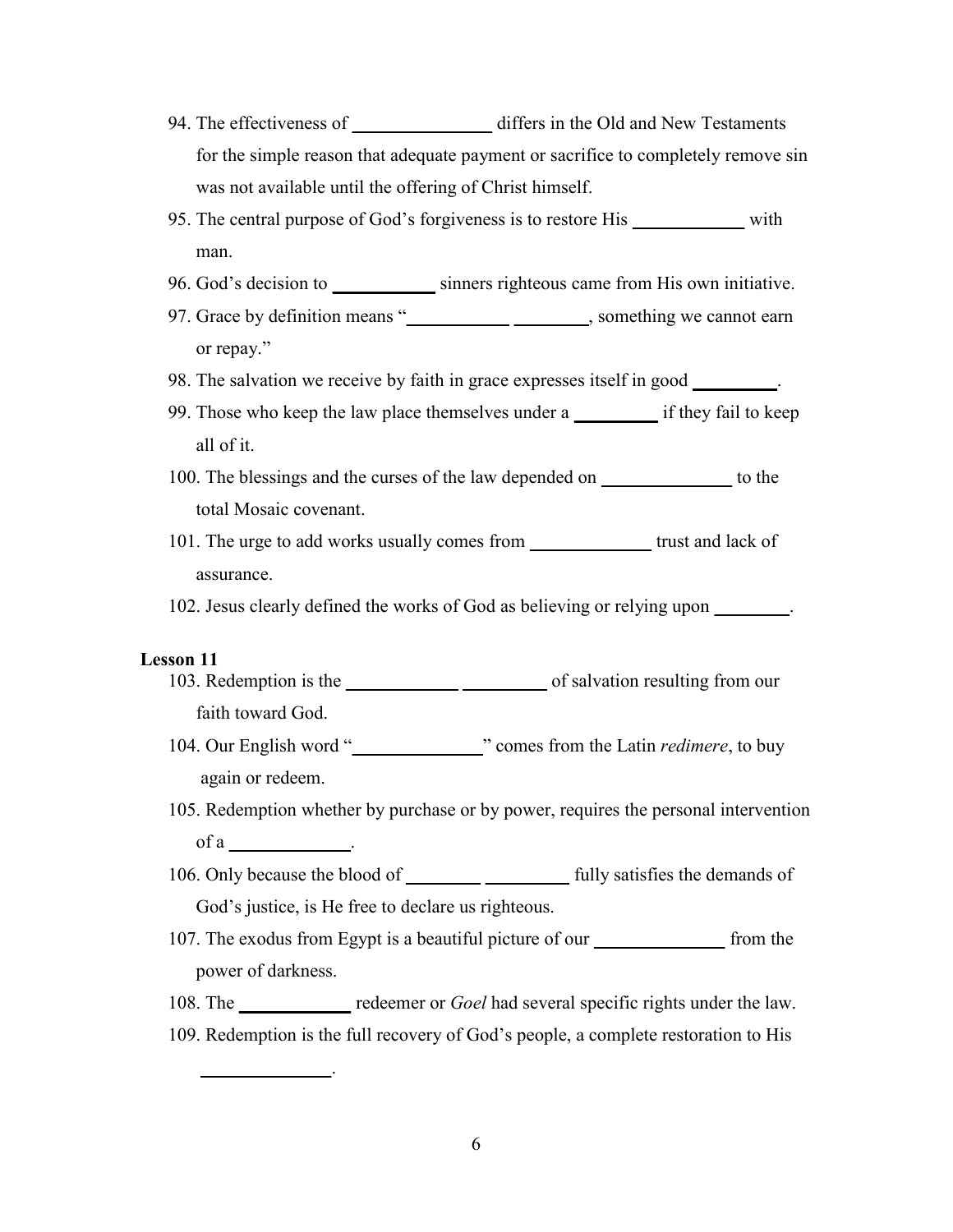94. The effectiveness of _______________ differs in the Old and New Testaments for the simple reason that adequate payment or sacrifice to completely remove sin was not available until the offering of Christ himself.
95. The central purpose of God's forgiveness is to restore His ____________ with man.
96. God's decision to ___________ sinners righteous came from His own initiative.
97. Grace by definition means "___________ ________, something we cannot earn or repay."
98. The salvation we receive by faith in grace expresses itself in good _________.
99. Those who keep the law place themselves under a _________ if they fail to keep all of it.
100. The blessings and the curses of the law depended on ______________ to the total Mosaic covenant.
101. The urge to add works usually comes from _____________ trust and lack of assurance.
102. Jesus clearly defined the works of God as believing or relying upon ________.

**Lesson 11**

103. Redemption is the ____________ _________ of salvation resulting from our faith toward God.
104. Our English word "______________" comes from the Latin *redimere*, to buy again or redeem.
105. Redemption whether by purchase or by power, requires the personal intervention of a _____________.
106. Only because the blood of ________ _________ fully satisfies the demands of God's justice, is He free to declare us righteous.
107. The exodus from Egypt is a beautiful picture of our ______________ from the power of darkness.
108. The ____________ redeemer or *Goel* had several specific rights under the law.
109. Redemption is the full recovery of God's people, a complete restoration to His ______________.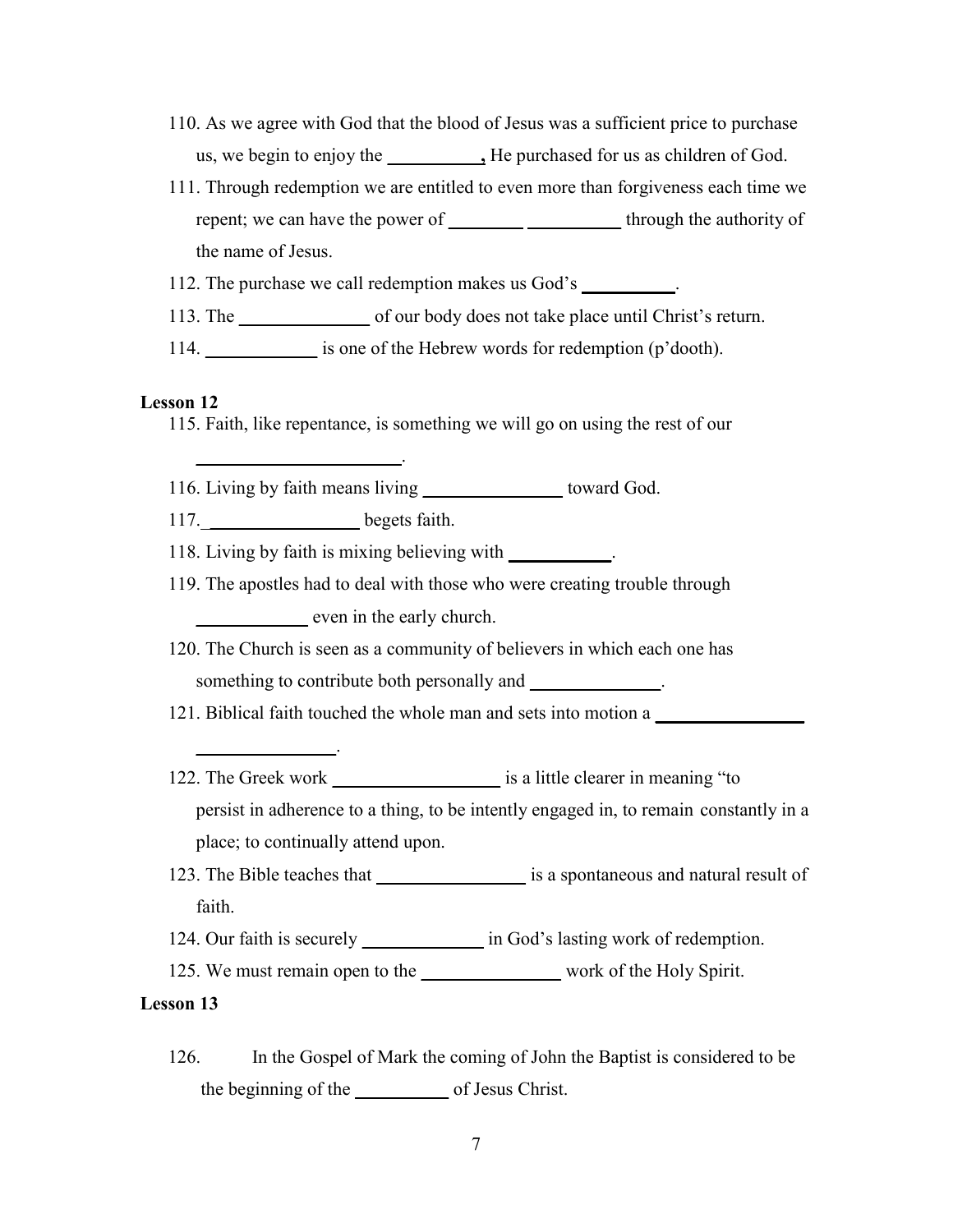110. As we agree with God that the blood of Jesus was a sufficient price to purchase us, we begin to enjoy the __________**,** He purchased for us as children of God.
111. Through redemption we are entitled to even more than forgiveness each time we repent; we can have the power of ________ __________ through the authority of the name of Jesus.
112. The purchase we call redemption makes us God's __________.
113. The ______________ of our body does not take place until Christ's return.
114. ____________ is one of the Hebrew words for redemption (p'dooth).

**Lesson 12**

115. Faith, like repentance, is something we will go on using the rest of our ______________________.
116. Living by faith means living _______________ toward God.
117. ________________ begets faith.
118. Living by faith is mixing believing with ___________.
119. The apostles had to deal with those who were creating trouble through ____________ even in the early church.
120. The Church is seen as a community of believers in which each one has something to contribute both personally and ______________.
121. Biblical faith touched the whole man and sets into motion a ________________ _______________.
122. The Greek work __________________ is a little clearer in meaning "to persist in adherence to a thing, to be intently engaged in, to remain constantly in a place; to continually attend upon.
123. The Bible teaches that ________________ is a spontaneous and natural result of faith.
124. Our faith is securely _____________ in God's lasting work of redemption.
125. We must remain open to the _______________ work of the Holy Spirit.

**Lesson 13**

126. In the Gospel of Mark the coming of John the Baptist is considered to be the beginning of the __________ of Jesus Christ.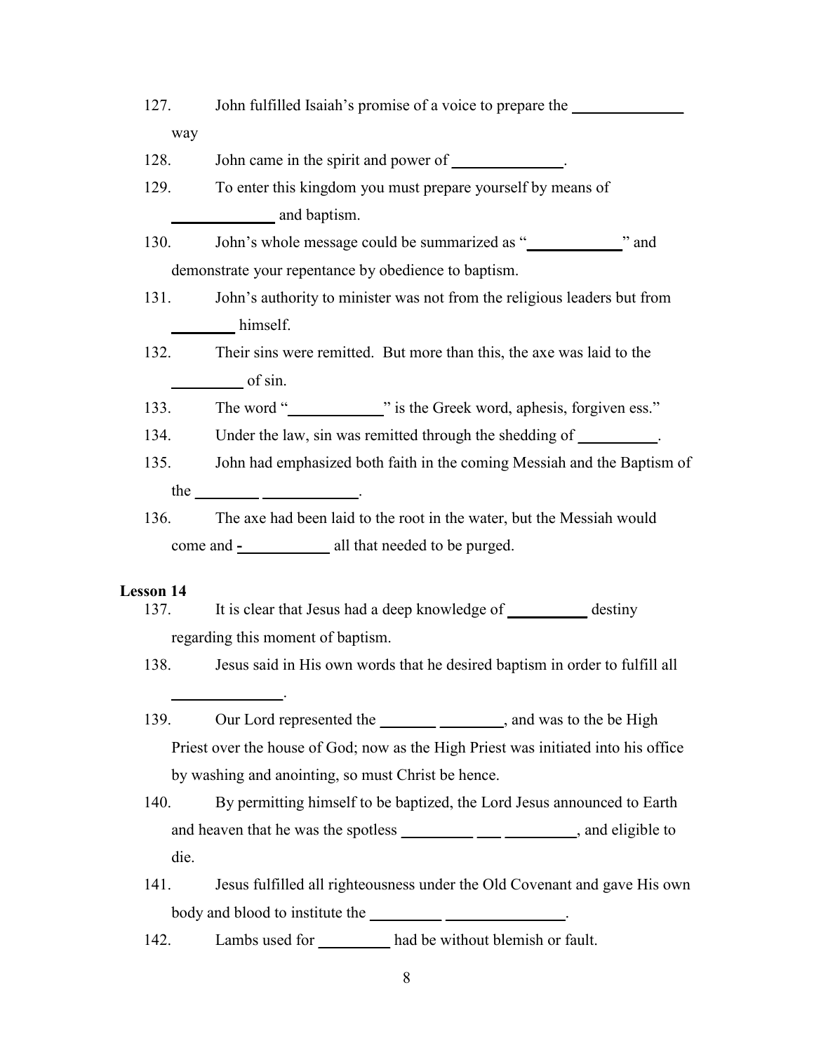127. John fulfilled Isaiah's promise of a voice to prepare the ______________ way

128. John came in the spirit and power of ______________.

129. To enter this kingdom you must prepare yourself by means of ______________ and baptism.

130. John's whole message could be summarized as "____________" and demonstrate your repentance by obedience to baptism.

131. John's authority to minister was not from the religious leaders but from ________ himself.

132. Their sins were remitted. But more than this, the axe was laid to the _________ of sin.

133. The word "____________" is the Greek word, aphesis, forgiven ess."

134. Under the law, sin was remitted through the shedding of __________.

135. John had emphasized both faith in the coming Messiah and the Baptism of the ________ ____________.

136. The axe had been laid to the root in the water, but the Messiah would come and -___________ all that needed to be purged.

**Lesson 14**

137. It is clear that Jesus had a deep knowledge of __________ destiny regarding this moment of baptism.

138. Jesus said in His own words that he desired baptism in order to fulfill all ______________.

139. Our Lord represented the _______ ________, and was to the be High Priest over the house of God; now as the High Priest was initiated into his office by washing and anointing, so must Christ be hence.

140. By permitting himself to be baptized, the Lord Jesus announced to Earth and heaven that he was the spotless _________ ___ _________, and eligible to die.

141. Jesus fulfilled all righteousness under the Old Covenant and gave His own body and blood to institute the _________ _______________.

142. Lambs used for _________ had be without blemish or fault.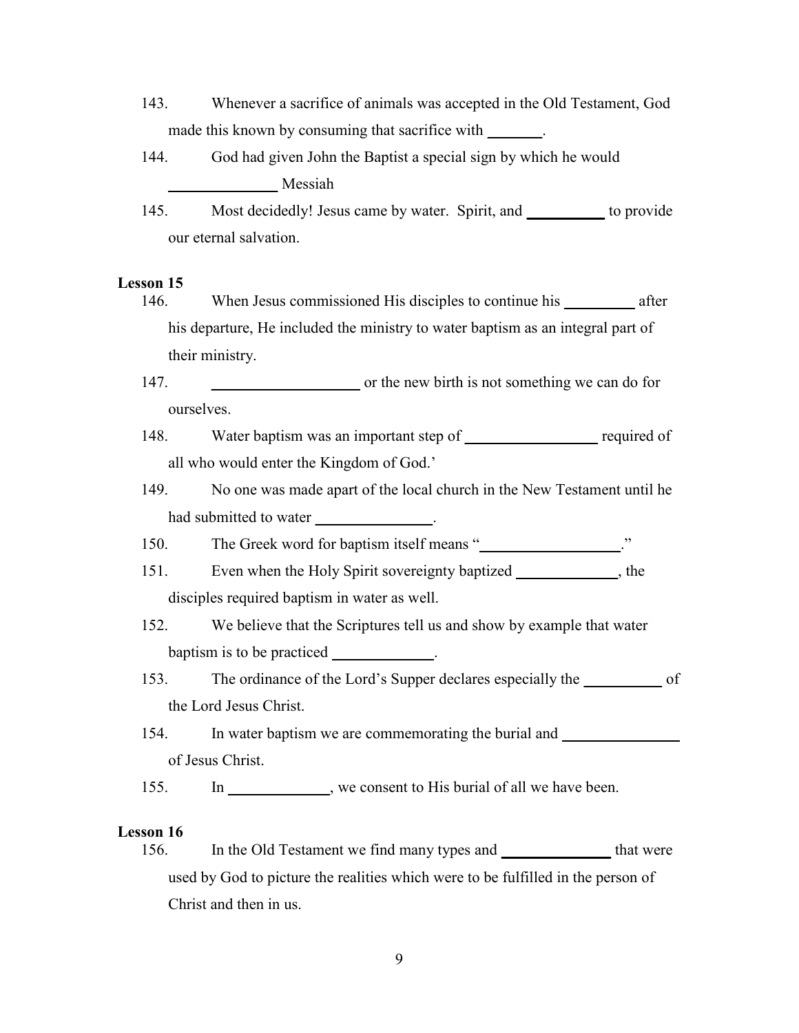143. Whenever a sacrifice of animals was accepted in the Old Testament, God made this known by consuming that sacrifice with _______.

144. God had given John the Baptist a special sign by which he would ______________ Messiah

145. Most decidedly! Jesus came by water. Spirit, and __________ to provide our eternal salvation.

**Lesson 15**

146. When Jesus commissioned His disciples to continue his _________ after his departure, He included the ministry to water baptism as an integral part of their ministry.

147. ___________________ or the new birth is not something we can do for ourselves.

148. Water baptism was an important step of _________________ required of all who would enter the Kingdom of God.'

149. No one was made apart of the local church in the New Testament until he had submitted to water _______________.

150. The Greek word for baptism itself means "__________________."

151. Even when the Holy Spirit sovereignty baptized _____________, the disciples required baptism in water as well.

152. We believe that the Scriptures tell us and show by example that water baptism is to be practiced _____________.

153. The ordinance of the Lord's Supper declares especially the __________ of the Lord Jesus Christ.

154. In water baptism we are commemorating the burial and _______________ of Jesus Christ.

155. In _____________, we consent to His burial of all we have been.

**Lesson 16**

156. In the Old Testament we find many types and ______________ that were used by God to picture the realities which were to be fulfilled in the person of Christ and then in us.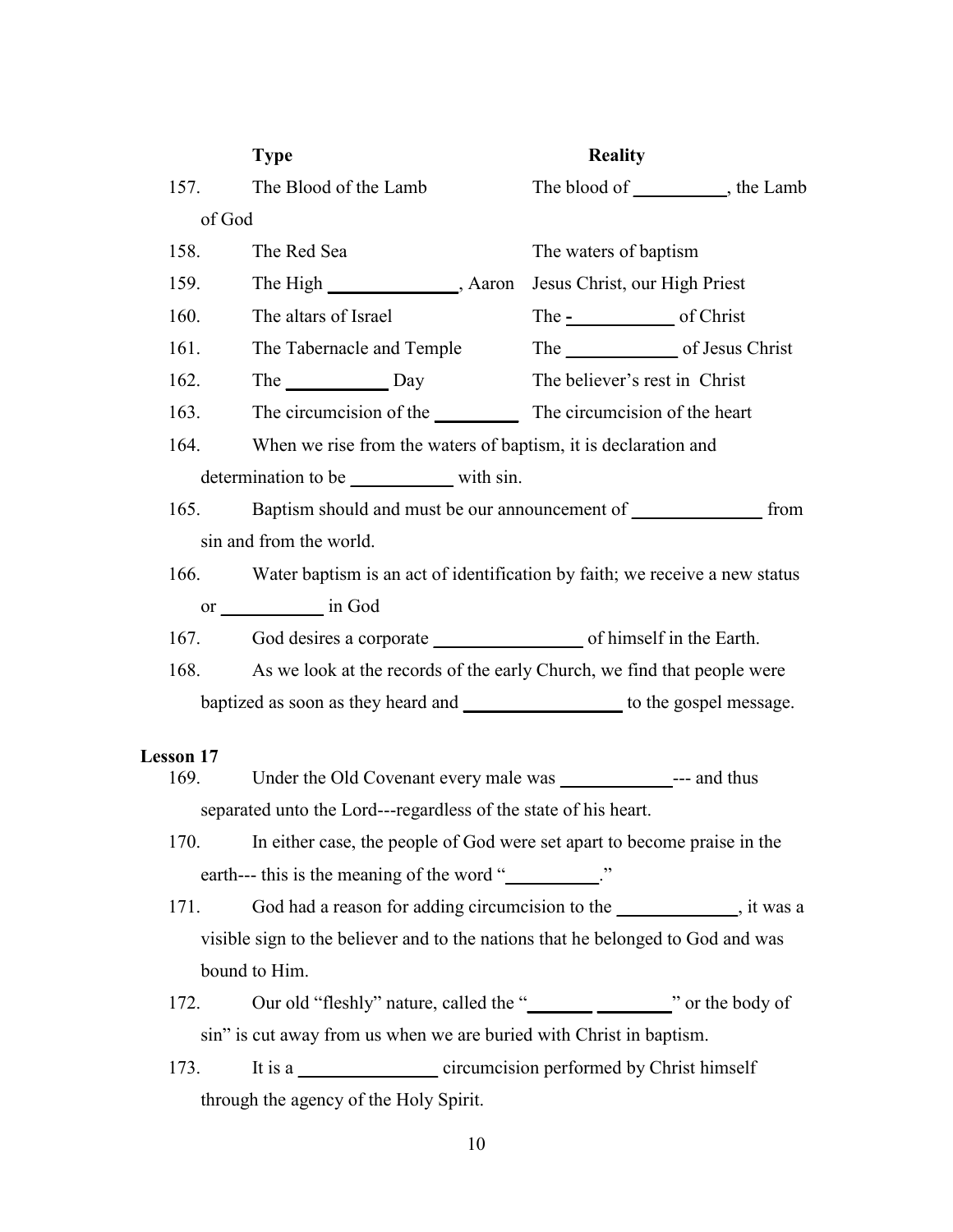| | Type | Reality |
|---|---|---|
| 157. | The Blood of the Lamb | The blood of __________, the Lamb of God |
| 158. | The Red Sea | The waters of baptism |
| 159. | The High ______________, Aaron | Jesus Christ, our High Priest |
| 160. | The altars of Israel | The -___________ of Christ |
| 161. | The Tabernacle and Temple | The ____________ of Jesus Christ |
| 162. | The ___________ Day | The believer's rest in Christ |
| 163. | The circumcision of the _________ | The circumcision of the heart |

164. When we rise from the waters of baptism, it is declaration and determination to be ___________ with sin.

165. Baptism should and must be our announcement of ______________ from sin and from the world.

166. Water baptism is an act of identification by faith; we receive a new status or ___________ in God

167. God desires a corporate ________________ of himself in the Earth.

168. As we look at the records of the early Church, we find that people were baptized as soon as they heard and _________________ to the gospel message.

**Lesson 17**

169. Under the Old Covenant every male was ____________--- and thus separated unto the Lord---regardless of the state of his heart.

170. In either case, the people of God were set apart to become praise in the earth--- this is the meaning of the word "__________."

171. God had a reason for adding circumcision to the _____________, it was a visible sign to the believer and to the nations that he belonged to God and was bound to Him.

172. Our old "fleshly" nature, called the "_______ ________" or the body of sin" is cut away from us when we are buried with Christ in baptism.

173. It is a _______________ circumcision performed by Christ himself through the agency of the Holy Spirit.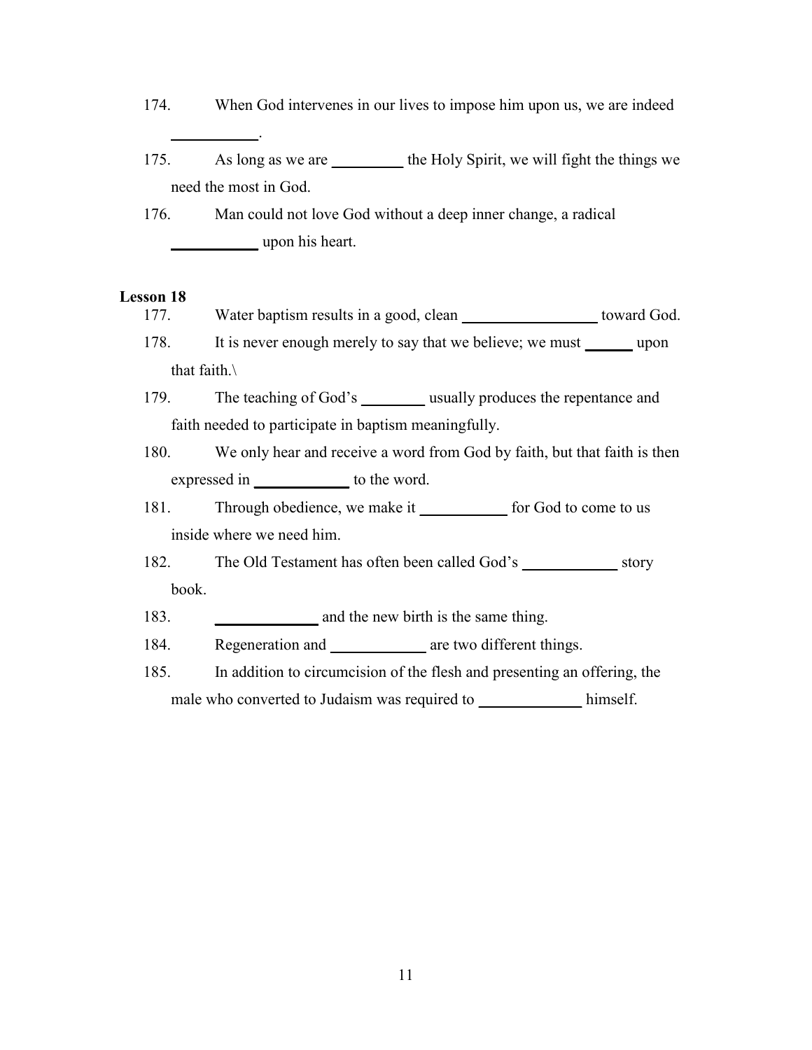174. When God intervenes in our lives to impose him upon us, we are indeed ___________.

175. As long as we are _________ the Holy Spirit, we will fight the things we need the most in God.

176. Man could not love God without a deep inner change, a radical ___________ upon his heart.

**Lesson 18**

177. Water baptism results in a good, clean _________________ toward God.

178. It is never enough merely to say that we believe; we must ______ upon that faith.\

179. The teaching of God's ________ usually produces the repentance and faith needed to participate in baptism meaningfully.

180. We only hear and receive a word from God by faith, but that faith is then expressed in ____________ to the word.

181. Through obedience, we make it ___________ for God to come to us inside where we need him.

182. The Old Testament has often been called God's ____________ story book.

183. _____________ and the new birth is the same thing.

184. Regeneration and ____________ are two different things.

185. In addition to circumcision of the flesh and presenting an offering, the male who converted to Judaism was required to _____________ himself.